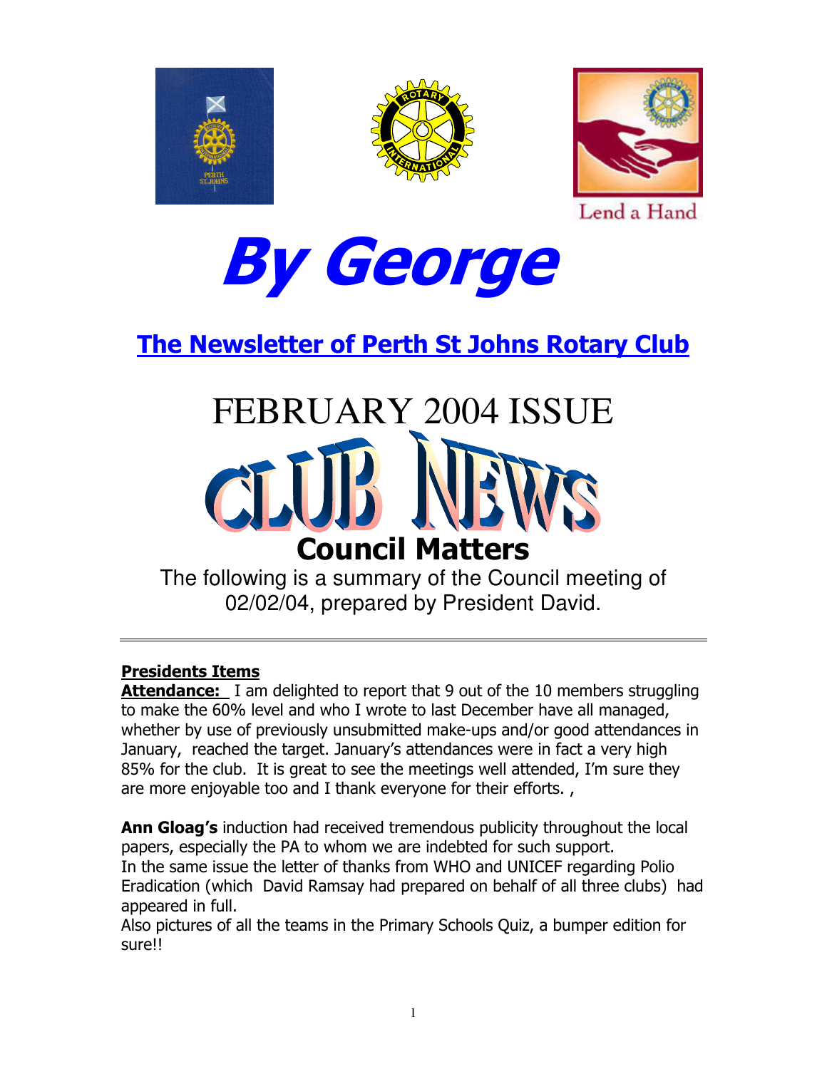Lend a Hand

# By George

## The Newsletter of Perth St Johns Rotary Club

# FEBRUARY 2004 ISSUE

# CLUB NEWS

## Council Matters

The following is a summary of the Council meeting of 02/02/04, prepared by President David.

---

**Presidents Items**

**Attendance:** I am delighted to report that 9 out of the 10 members struggling to make the 60% level and who I wrote to last December have all managed, whether by use of previously unsubmitted make-ups and/or good attendances in January, reached the target. January's attendances were in fact a very high 85% for the club. It is great to see the meetings well attended, I'm sure they are more enjoyable too and I thank everyone for their efforts. ,

**Ann Gloag's** induction had received tremendous publicity throughout the local papers, especially the PA to whom we are indebted for such support.
In the same issue the letter of thanks from WHO and UNICEF regarding Polio Eradication (which David Ramsay had prepared on behalf of all three clubs) had appeared in full.
Also pictures of all the teams in the Primary Schools Quiz, a bumper edition for sure!!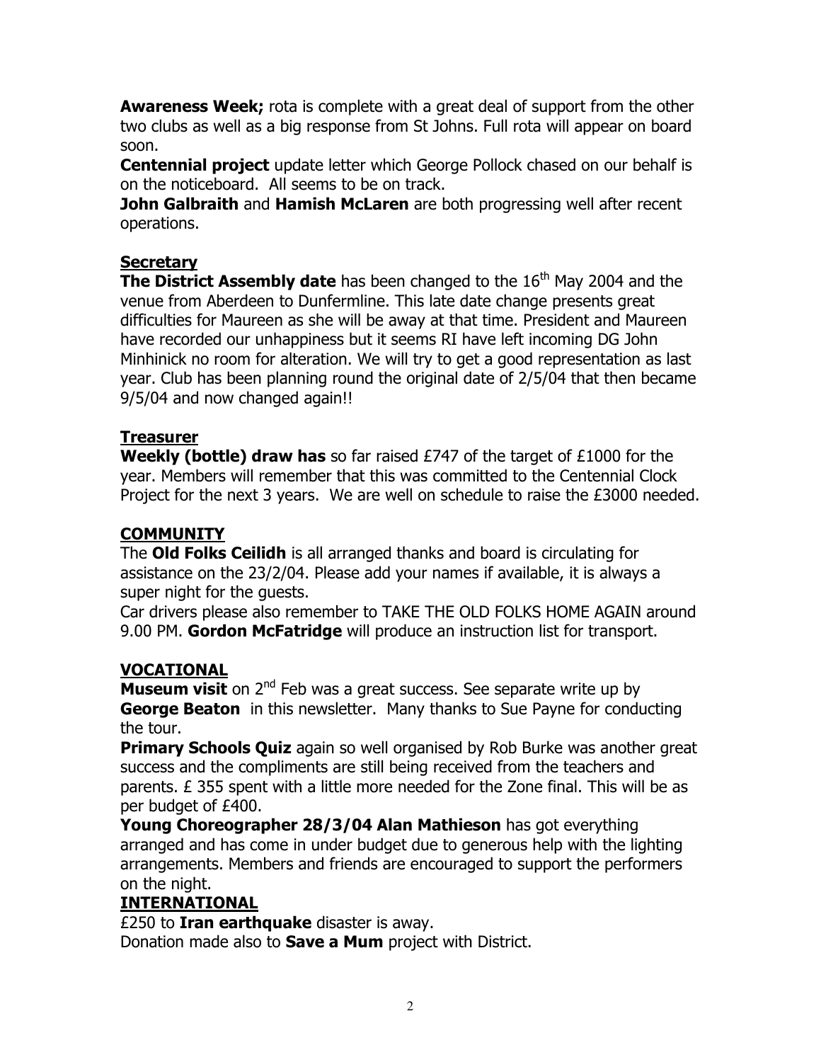**Awareness Week;** rota is complete with a great deal of support from the other two clubs as well as a big response from St Johns. Full rota will appear on board soon.

**Centennial project** update letter which George Pollock chased on our behalf is on the noticeboard. All seems to be on track.

**John Galbraith** and **Hamish McLaren** are both progressing well after recent operations.

## Secretary

**The District Assembly date** has been changed to the 16th May 2004 and the venue from Aberdeen to Dunfermline. This late date change presents great difficulties for Maureen as she will be away at that time. President and Maureen have recorded our unhappiness but it seems RI have left incoming DG John Minhinick no room for alteration. We will try to get a good representation as last year. Club has been planning round the original date of 2/5/04 that then became 9/5/04 and now changed again!!

## Treasurer

**Weekly (bottle) draw has** so far raised £747 of the target of £1000 for the year. Members will remember that this was committed to the Centennial Clock Project for the next 3 years. We are well on schedule to raise the £3000 needed.

## COMMUNITY

The **Old Folks Ceilidh** is all arranged thanks and board is circulating for assistance on the 23/2/04. Please add your names if available, it is always a super night for the guests.

Car drivers please also remember to TAKE THE OLD FOLKS HOME AGAIN around 9.00 PM. **Gordon McFatridge** will produce an instruction list for transport.

## VOCATIONAL

**Museum visit** on 2nd Feb was a great success. See separate write up by **George Beaton** in this newsletter. Many thanks to Sue Payne for conducting the tour.

**Primary Schools Quiz** again so well organised by Rob Burke was another great success and the compliments are still being received from the teachers and parents. £ 355 spent with a little more needed for the Zone final. This will be as per budget of £400.

**Young Choreographer 28/3/04 Alan Mathieson** has got everything arranged and has come in under budget due to generous help with the lighting arrangements. Members and friends are encouraged to support the performers on the night.

## INTERNATIONAL

£250 to **Iran earthquake** disaster is away.

Donation made also to **Save a Mum** project with District.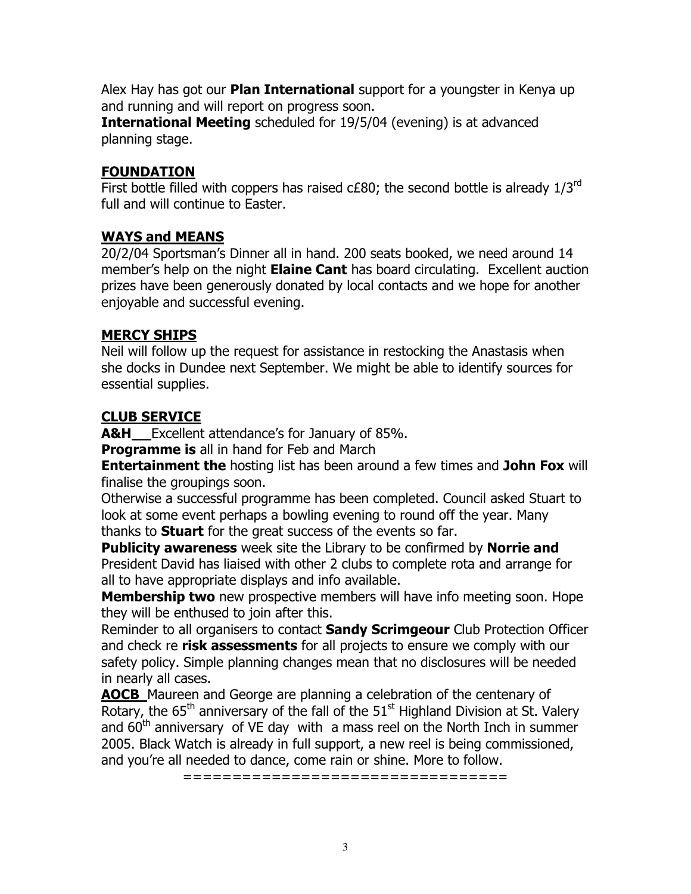Alex Hay has got our **Plan International** support for a youngster in Kenya up and running and will report on progress soon.

**International Meeting** scheduled for 19/5/04 (evening) is at advanced planning stage.

## FOUNDATION

First bottle filled with coppers has raised c£80; the second bottle is already 1/3rd full and will continue to Easter.

## WAYS and MEANS

20/2/04 Sportsman's Dinner all in hand. 200 seats booked, we need around 14 member's help on the night **Elaine Cant** has board circulating. Excellent auction prizes have been generously donated by local contacts and we hope for another enjoyable and successful evening.

## MERCY SHIPS

Neil will follow up the request for assistance in restocking the Anastasis when she docks in Dundee next September. We might be able to identify sources for essential supplies.

## CLUB SERVICE

**A&H** Excellent attendance's for January of 85%.

**Programme is** all in hand for Feb and March

**Entertainment the** hosting list has been around a few times and **John Fox** will finalise the groupings soon.

Otherwise a successful programme has been completed. Council asked Stuart to look at some event perhaps a bowling evening to round off the year. Many thanks to **Stuart** for the great success of the events so far.

**Publicity awareness** week site the Library to be confirmed by **Norrie and** President David has liaised with other 2 clubs to complete rota and arrange for all to have appropriate displays and info available.

**Membership two** new prospective members will have info meeting soon. Hope they will be enthused to join after this.

Reminder to all organisers to contact **Sandy Scrimgeour** Club Protection Officer and check re **risk assessments** for all projects to ensure we comply with our safety policy. Simple planning changes mean that no disclosures will be needed in nearly all cases.

**AOCB** Maureen and George are planning a celebration of the centenary of Rotary, the 65th anniversary of the fall of the 51st Highland Division at St. Valery and 60th anniversary of VE day with a mass reel on the North Inch in summer 2005. Black Watch is already in full support, a new reel is being commissioned, and you're all needed to dance, come rain or shine. More to follow.

================================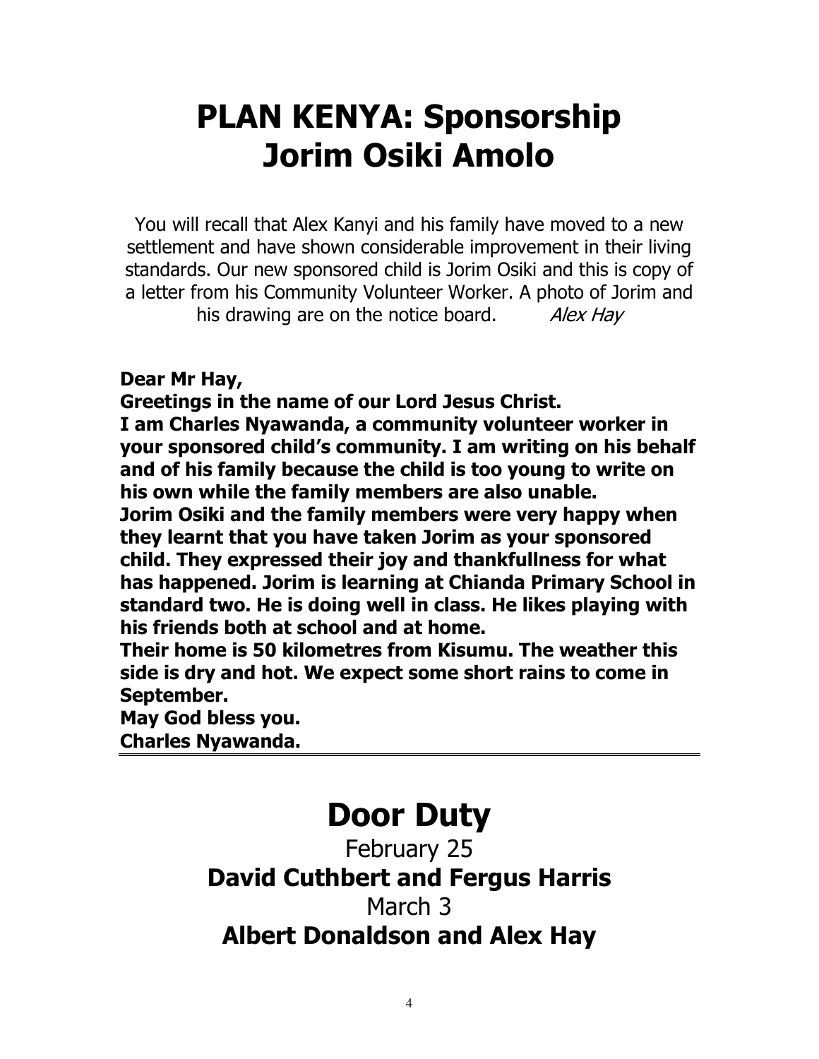# PLAN KENYA: Sponsorship Jorim Osiki Amolo

You will recall that Alex Kanyi and his family have moved to a new settlement and have shown considerable improvement in their living standards. Our new sponsored child is Jorim Osiki and this is copy of a letter from his Community Volunteer Worker. A photo of Jorim and his drawing are on the notice board. *Alex Hay*

**Dear Mr Hay,**
**Greetings in the name of our Lord Jesus Christ.**
**I am Charles Nyawanda, a community volunteer worker in your sponsored child's community. I am writing on his behalf and of his family because the child is too young to write on his own while the family members are also unable.**
**Jorim Osiki and the family members were very happy when they learnt that you have taken Jorim as your sponsored child. They expressed their joy and thankfullness for what has happened. Jorim is learning at Chianda Primary School in standard two. He is doing well in class. He likes playing with his friends both at school and at home.**
**Their home is 50 kilometres from Kisumu. The weather this side is dry and hot. We expect some short rains to come in September.**
**May God bless you.**
**Charles Nyawanda.**

---

# Door Duty

February 25

**David Cuthbert and Fergus Harris**

March 3

**Albert Donaldson and Alex Hay**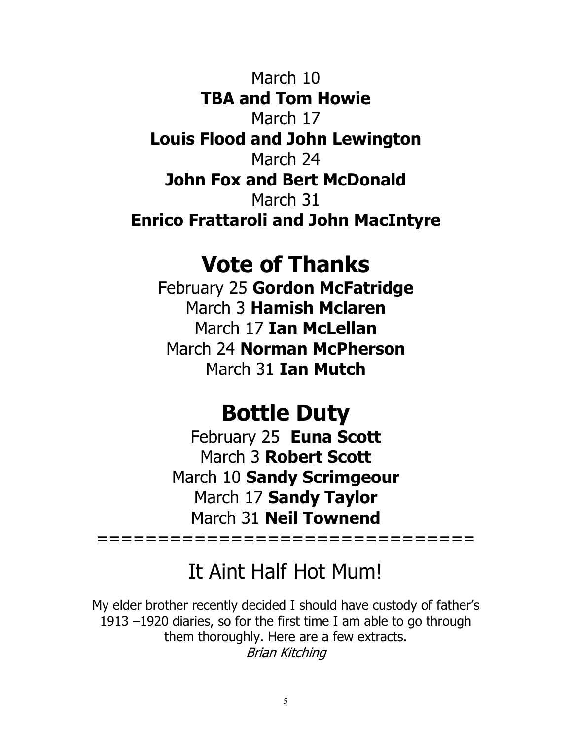March 10
**TBA and Tom Howie**
March 17
**Louis Flood and John Lewington**
March 24
**John Fox and Bert McDonald**
March 31
**Enrico Frattaroli and John MacIntyre**

# Vote of Thanks

February 25 **Gordon McFatridge**
March 3 **Hamish Mclaren**
March 17 **Ian McLellan**
March 24 **Norman McPherson**
March 31 **Ian Mutch**

# Bottle Duty

February 25 **Euna Scott**
March 3 **Robert Scott**
March 10 **Sandy Scrimgeour**
March 17 **Sandy Taylor**
March 31 **Neil Townend**

================================

## It Aint Half Hot Mum!

My elder brother recently decided I should have custody of father's 1913 –1920 diaries, so for the first time I am able to go through them thoroughly. Here are a few extracts.
*Brian Kitching*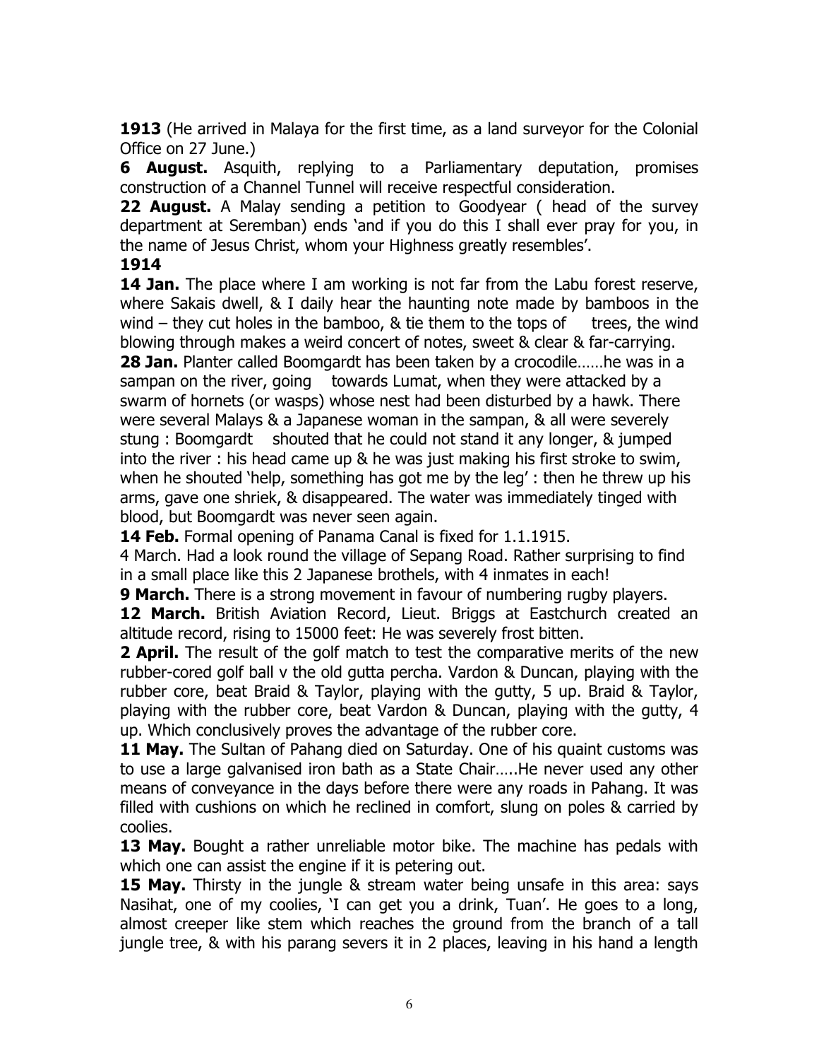**1913** (He arrived in Malaya for the first time, as a land surveyor for the Colonial Office on 27 June.)

**6 August.** Asquith, replying to a Parliamentary deputation, promises construction of a Channel Tunnel will receive respectful consideration.

**22 August.** A Malay sending a petition to Goodyear ( head of the survey department at Seremban) ends 'and if you do this I shall ever pray for you, in the name of Jesus Christ, whom your Highness greatly resembles'.

**1914**

**14 Jan.** The place where I am working is not far from the Labu forest reserve, where Sakais dwell, & I daily hear the haunting note made by bamboos in the wind – they cut holes in the bamboo, & tie them to the tops of trees, the wind blowing through makes a weird concert of notes, sweet & clear & far-carrying.

**28 Jan.** Planter called Boomgardt has been taken by a crocodile……he was in a sampan on the river, going towards Lumat, when they were attacked by a swarm of hornets (or wasps) whose nest had been disturbed by a hawk. There were several Malays & a Japanese woman in the sampan, & all were severely stung : Boomgardt shouted that he could not stand it any longer, & jumped into the river : his head came up & he was just making his first stroke to swim, when he shouted 'help, something has got me by the leg' : then he threw up his arms, gave one shriek, & disappeared. The water was immediately tinged with blood, but Boomgardt was never seen again.

**14 Feb.** Formal opening of Panama Canal is fixed for 1.1.1915.

4 March. Had a look round the village of Sepang Road. Rather surprising to find in a small place like this 2 Japanese brothels, with 4 inmates in each!

**9 March.** There is a strong movement in favour of numbering rugby players.

**12 March.** British Aviation Record, Lieut. Briggs at Eastchurch created an altitude record, rising to 15000 feet: He was severely frost bitten.

**2 April.** The result of the golf match to test the comparative merits of the new rubber-cored golf ball v the old gutta percha. Vardon & Duncan, playing with the rubber core, beat Braid & Taylor, playing with the gutty, 5 up. Braid & Taylor, playing with the rubber core, beat Vardon & Duncan, playing with the gutty, 4 up. Which conclusively proves the advantage of the rubber core.

**11 May.** The Sultan of Pahang died on Saturday. One of his quaint customs was to use a large galvanised iron bath as a State Chair…..He never used any other means of conveyance in the days before there were any roads in Pahang. It was filled with cushions on which he reclined in comfort, slung on poles & carried by coolies.

**13 May.** Bought a rather unreliable motor bike. The machine has pedals with which one can assist the engine if it is petering out.

**15 May.** Thirsty in the jungle & stream water being unsafe in this area: says Nasihat, one of my coolies, 'I can get you a drink, Tuan'. He goes to a long, almost creeper like stem which reaches the ground from the branch of a tall jungle tree, & with his parang severs it in 2 places, leaving in his hand a length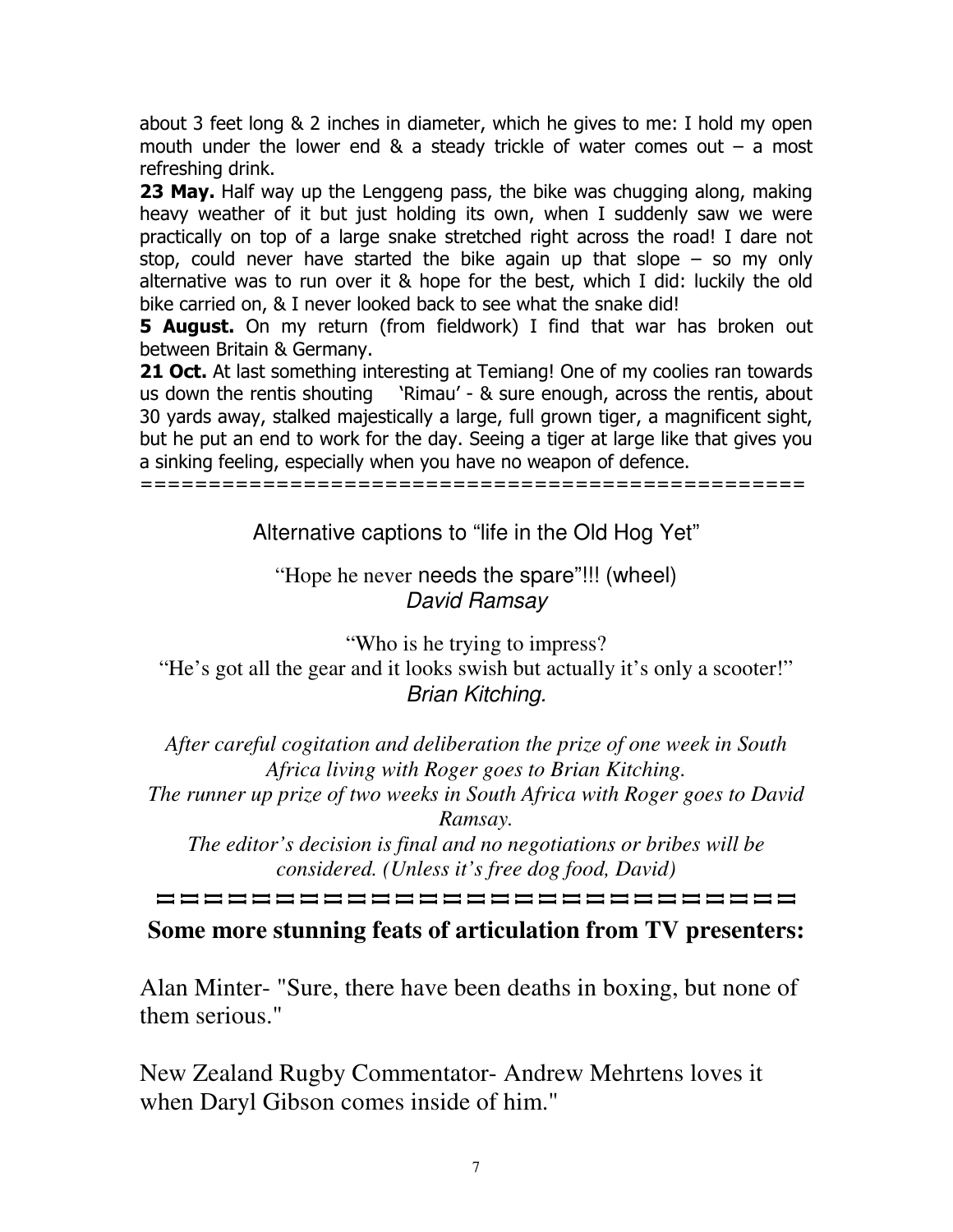about 3 feet long & 2 inches in diameter, which he gives to me: I hold my open mouth under the lower end & a steady trickle of water comes out – a most refreshing drink.

**23 May.** Half way up the Lenggeng pass, the bike was chugging along, making heavy weather of it but just holding its own, when I suddenly saw we were practically on top of a large snake stretched right across the road! I dare not stop, could never have started the bike again up that slope – so my only alternative was to run over it & hope for the best, which I did: luckily the old bike carried on, & I never looked back to see what the snake did!

**5 August.** On my return (from fieldwork) I find that war has broken out between Britain & Germany.

**21 Oct.** At last something interesting at Temiang! One of my coolies ran towards us down the rentis shouting 'Rimau' - & sure enough, across the rentis, about 30 yards away, stalked majestically a large, full grown tiger, a magnificent sight, but he put an end to work for the day. Seeing a tiger at large like that gives you a sinking feeling, especially when you have no weapon of defence.

==================================================

Alternative captions to "life in the Old Hog Yet"

"Hope he never needs the spare"!!! (wheel)
*David Ramsay*

"Who is he trying to impress?
"He's got all the gear and it looks swish but actually it's only a scooter!"
*Brian Kitching.*

*After careful cogitation and deliberation the prize of one week in South Africa living with Roger goes to Brian Kitching.*
*The runner up prize of two weeks in South Africa with Roger goes to David Ramsay.*
*The editor's decision is final and no negotiations or bribes will be considered. (Unless it's free dog food, David)*

==============================

**Some more stunning feats of articulation from TV presenters:**

Alan Minter- "Sure, there have been deaths in boxing, but none of them serious."

New Zealand Rugby Commentator- Andrew Mehrtens loves it when Daryl Gibson comes inside of him."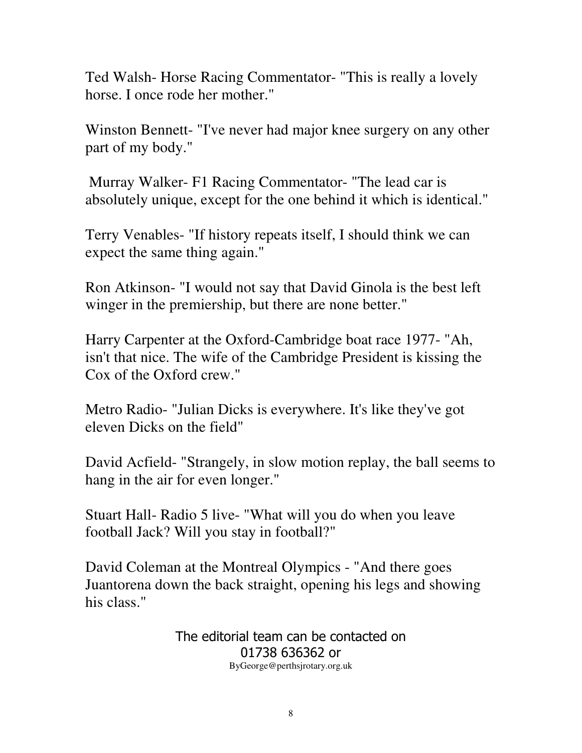Ted Walsh- Horse Racing Commentator- "This is really a lovely horse. I once rode her mother."

Winston Bennett- "I've never had major knee surgery on any other part of my body."

Murray Walker- F1 Racing Commentator- "The lead car is absolutely unique, except for the one behind it which is identical."

Terry Venables- "If history repeats itself, I should think we can expect the same thing again."

Ron Atkinson- "I would not say that David Ginola is the best left winger in the premiership, but there are none better."

Harry Carpenter at the Oxford-Cambridge boat race 1977- "Ah, isn't that nice. The wife of the Cambridge President is kissing the Cox of the Oxford crew."

Metro Radio- "Julian Dicks is everywhere. It's like they've got eleven Dicks on the field"

David Acfield- "Strangely, in slow motion replay, the ball seems to hang in the air for even longer."

Stuart Hall- Radio 5 live- "What will you do when you leave football Jack? Will you stay in football?"

David Coleman at the Montreal Olympics - "And there goes Juantorena down the back straight, opening his legs and showing his class."

The editorial team can be contacted on
01738 636362 or
ByGeorge@perthsjrotary.org.uk